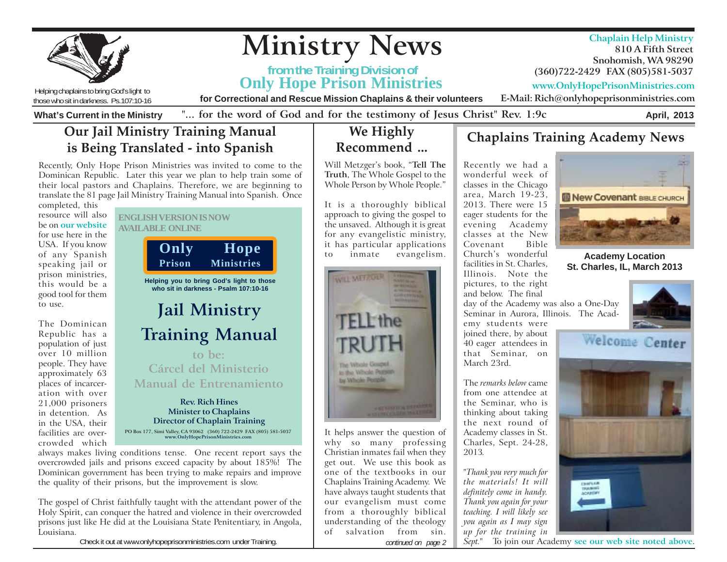# Ministry News

**from the Training Division of**
**Only Hope Prison Ministries**

**for Correctional and Rescue Mission Chaplains & their volunteers**

Helping chaplains to bring God's light to those who sit in darkness. Ps.107:10-16

**Chaplain Help Ministry**
810 A Fifth Street
Snohomish, WA 98290
(360)722-2429 FAX (805)581-5037
www.OnlyHopePrisonMinistries.com
E-Mail: Rich@onlyhopeprisonministries.com

**What's Current in the Ministry** "... for the word of God and for the testimony of Jesus Christ" Rev. 1:9c **April, 2013**

## Our Jail Ministry Training Manual is Being Translated - into Spanish

Recently, Only Hope Prison Ministries was invited to come to the Dominican Republic. Later this year we plan to help train some of their local pastors and Chaplains. Therefore, we are beginning to translate the 81 page Jail Ministry Training Manual into Spanish. Once completed, this resource will also be on our website for use here in the USA. If you know of any Spanish speaking jail or prison ministries, this would be a good tool for them to use.

> **ENGLISH VERSION IS NOW AVAILABLE ONLINE**
>
> **Only Hope Prison Ministries**
>
> **Helping you to bring God's light to those who sit in darkness - Psalm 107:10-16**
>
> **Jail Ministry Training Manual**
>
> to be:
> Cárcel del Ministerio Manual de Entrenamiento
>
> **Rev. Rich Hines**
> **Minister to Chaplains**
> **Director of Chaplain Training**
>
> PO Box 177, Simi Valley, CA 93062 (360) 722-2429 FAX (805) 581-5037
> www.OnlyHopePrisonMinistries.com

The Dominican Republic has a population of just over 10 million people. They have approximately 63 places of incarceration with over 21,000 prisoners in detention. As in the USA, their facilities are overcrowded which always makes living conditions tense. One recent report says the overcrowded jails and prisons exceed capacity by about 185%! The Dominican government has been trying to make repairs and improve the quality of their prisons, but the improvement is slow.

The gospel of Christ faithfully taught with the attendant power of the Holy Spirit, can conquer the hatred and violence in their overcrowded prisons just like He did at the Louisiana State Penitentiary, in Angola, Louisiana.

Check it out at www.onlyhopeprisonministries.com under Training.

## We Highly Recommend ...

Will Metzger's book, "**Tell The Truth**, The Whole Gospel to the Whole Person by Whole People."

It is a thoroughly biblical approach to giving the gospel to the unsaved. Although it is great for any evangelistic ministry, it has particular applications to inmate evangelism.

It helps answer the question of why so many professing Christian inmates fail when they get out. We use this book as one of the textbooks in our Chaplains Training Academy. We have always taught students that our evangelism must come from a thoroughly biblical understanding of the theology of salvation from sin.

*continued on page 2*

## Chaplains Training Academy News

Recently we had a wonderful week of classes in the Chicago area, March 19-23, 2013. There were 15 eager students for the evening Academy classes at the New Covenant Bible Church's wonderful facilities in St. Charles, Illinois. Note the pictures, to the right and below. The final day of the Academy was also a One-Day Seminar in Aurora, Illinois. The Academy students were joined there, by about 40 eager attendees in that Seminar, on March 23rd.

**Academy Location**
**St. Charles, IL, March 2013**

The *remarks below* came from one attendee at the Seminar, who is thinking about taking the next round of Academy classes in St. Charles, Sept. 24-28, 2013.

"*Thank you very much for the materials! It will definitely come in handy. Thank you again for your teaching. I will likely see you again as I may sign up for the training in Sept.*" To join our Academy see our web site noted above.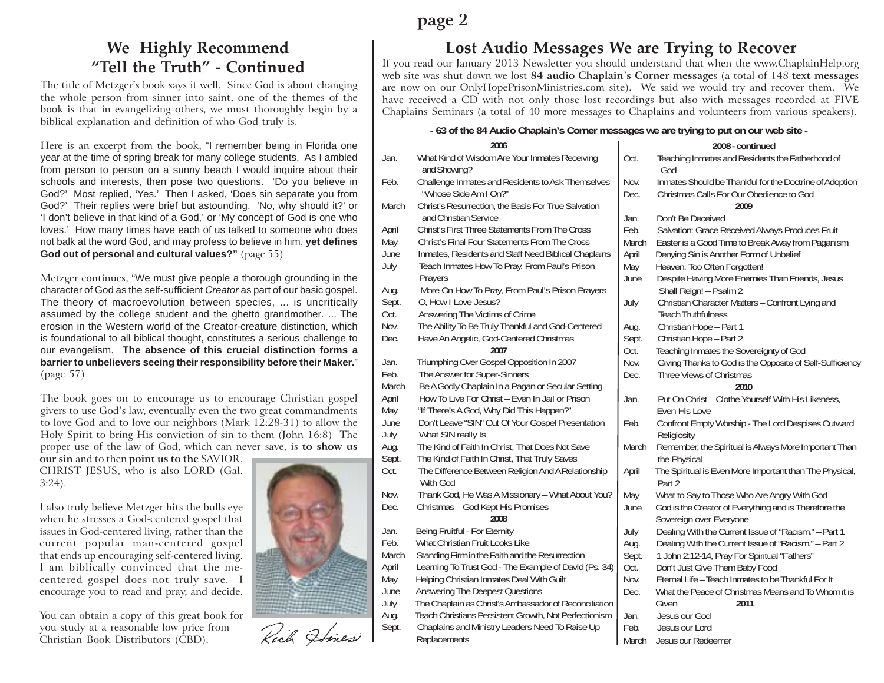## We Highly Recommend "Tell the Truth" - Continued

The title of Metzger's book says it well. Since God is about changing the whole person from sinner into saint, one of the themes of the book is that in evangelizing others, we must thoroughly begin by a biblical explanation and definition of who God truly is.

Here is an excerpt from the book, "I remember being in Florida one year at the time of spring break for many college students. As I ambled from person to person on a sunny beach I would inquire about their schools and interests, then pose two questions. 'Do you believe in God?' Most replied, 'Yes.' Then I asked, 'Does sin separate you from God?' Their replies were brief but astounding. 'No, why should it?' or 'I don't believe in that kind of a God,' or 'My concept of God is one who loves.' How many times have each of us talked to someone who does not balk at the word God, and may profess to believe in him, **yet defines God out of personal and cultural values?"** (page 55)

Metzger continues, "We must give people a thorough grounding in the character of God as the self-sufficient *Creator* as part of our basic gospel. The theory of macroevolution between species, ... is uncritically assumed by the college student and the ghetto grandmother. ... The erosion in the Western world of the Creator-creature distinction, which is foundational to all biblical thought, constitutes a serious challenge to our evangelism. **The absence of this crucial distinction forms a barrier to unbelievers seeing their responsibility before their Maker.**" (page 57)

The book goes on to encourage us to encourage Christian gospel givers to use God's law, eventually even the two great commandments to love God and to love our neighbors (Mark 12:28-31) to allow the Holy Spirit to bring His conviction of sin to them (John 16:8) The proper use of the law of God, which can never save, is **to show us our sin** and to then **point us to the** SAVIOR, CHRIST JESUS, who is also LORD (Gal. 3:24).

I also truly believe Metzger hits the bulls eye when he stresses a God-centered gospel that issues in God-centered living, rather than the current popular man-centered gospel that ends up encouraging self-centered living. I am biblically convinced that the me-centered gospel does not truly save. I encourage you to read and pray, and decide.

You can obtain a copy of this great book for you study at a reasonable low price from Christian Book Distributors (CBD).

Rich Hines

## Lost Audio Messages We are Trying to Recover

If you read our January 2013 Newsletter you should understand that when the www.ChaplainHelp.org web site was shut down we lost **84 audio Chaplain's Corner message**s (a total of 148 **text message**s are now on our OnlyHopePrisonMinistries.com site). We said we would try and recover them. We have received a CD with not only those lost recordings but also with messages recorded at FIVE Chaplains Seminars (a total of 40 more messages to Chaplains and volunteers from various speakers).

**- 63 of the 84 Audio Chaplain's Corner messages we are trying to put on our web site -**

**2006**

- Jan. What Kind of Wisdom Are Your Inmates Receiving and Showing?
- Feb. Challenge Inmates and Residents to Ask Themselves "Whose Side Am I On?"
- March Christ's Resurrection, the Basis For True Salvation and Christian Service
- April Christ's First Three Statements From The Cross
- May Christ's Final Four Statements From The Cross
- June Inmates, Residents and Staff Need Biblical Chaplains
- July Teach Inmates How To Pray, From Paul's Prison Prayers
- Aug. More On How To Pray, From Paul's Prison Prayers
- Sept. O, How I Love Jesus?
- Oct. Answering The Victims of Crime
- Nov. The Ability To Be Truly Thankful and God-Centered
- Dec. Have An Angelic, God-Centered Christmas

**2007**

- Jan. Triumphing Over Gospel Opposition In 2007
- Feb. The Answer for Super-Sinners
- March Be A Godly Chaplain In a Pagan or Secular Setting
- April How To Live For Christ – Even In Jail or Prison
- May "If There's A God, Why Did This Happen?"
- June Don't Leave "SIN" Out Of Your Gospel Presentation
- July What SIN really Is
- Aug. The Kind of Faith In Christ, That Does Not Save
- Sept. The Kind of Faith In Christ, That Truly Saves
- Oct. The Difference Between Religion And A Relationship With God
- Nov. Thank God, He Was A Missionary – What About You?
- Dec. Christmas – God Kept His Promises

**2008**

- Jan. Being Fruitful - For Eternity
- Feb. What Christian Fruit Looks Like
- March Standing Firm in the Faith and the Resurrection
- April Learning To Trust God - The Example of David (Ps. 34)
- May Helping Christian Inmates Deal With Guilt
- June Answering The Deepest Questions
- July The Chaplain as Christ's Ambassador of Reconciliation
- Aug. Teach Christians Persistent Growth, Not Perfectionism
- Sept. Chaplains and Ministry Leaders Need To Raise Up Replacements

**2008 - continued**

- Oct. Teaching Inmates and Residents the Fatherhood of God
- Nov. Inmates Should be Thankful for the Doctrine of Adoption
- Dec. Christmas Calls For Our Obedience to God

**2009**

- Jan. Don't Be Deceived
- Feb. Salvation: Grace Received Always Produces Fruit
- March Easter is a Good Time to Break Away from Paganism
- April Denying Sin is Another Form of Unbelief
- May Heaven: Too Often Forgotten!
- June Despite Having More Enemies Than Friends, Jesus Shall Reign! – Psalm 2
- July Christian Character Matters – Confront Lying and Teach Truthfulness
- Aug. Christian Hope – Part 1
- Sept. Christian Hope – Part 2
- Oct. Teaching Inmates the Sovereignty of God
- Nov. Giving Thanks to God is the Opposite of Self-Sufficiency
- Dec. Three Views of Christmas

**2010**

- Jan. Put On Christ – Clothe Yourself With His Likeness, Even His Love
- Feb. Confront Empty Worship - The Lord Despises Outward Religiosity
- March Remember, the Spiritual is Always More Important Than the Physical
- April The Spiritual is Even More Important than The Physical, Part 2
- May What to Say to Those Who Are Angry With God
- June God is the Creator of Everything and is Therefore the Sovereign over Everyone
- July Dealing With the Current Issue of "Racism." – Part 1
- Aug. Dealing With the Current Issue of "Racism." – Part 2
- Sept. 1 John 2:12-14, Pray For Spiritual "Fathers"
- Oct. Don't Just Give Them Baby Food
- Nov. Eternal Life – Teach Inmates to be Thankful For It
- Dec. What the Peace of Christmas Means and To Whom it is Given

**2011**

- Jan. Jesus our God
- Feb. Jesus our Lord
- March Jesus our Redeemer